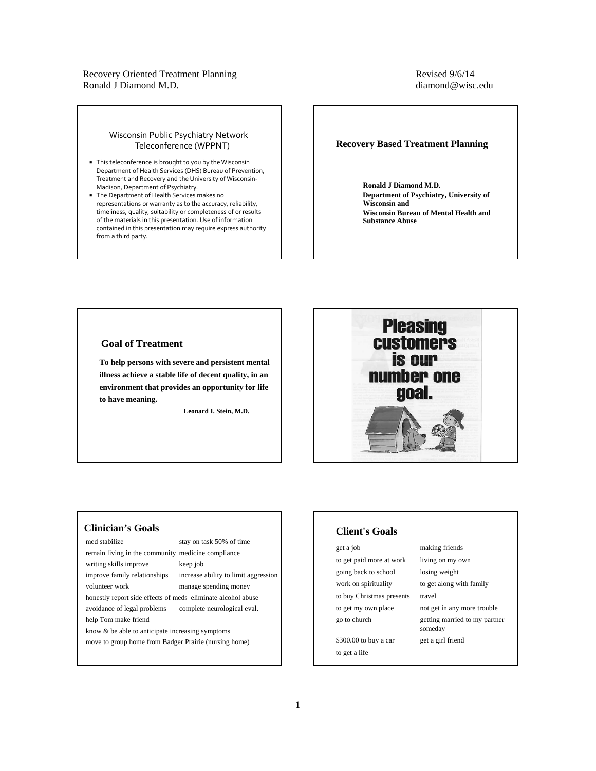Recovery Oriented Treatment Planning
Ronald J Diamond M.D.

Revised 9/6/14
diamond@wisc.edu

## Wisconsin Public Psychiatry Network Teleconference (WPPNT)

- This teleconference is brought to you by the Wisconsin Department of Health Services (DHS) Bureau of Prevention, Treatment and Recovery and the University of Wisconsin-Madison, Department of Psychiatry.
- The Department of Health Services makes no representations or warranty as to the accuracy, reliability, timeliness, quality, suitability or completeness of or results of the materials in this presentation. Use of information contained in this presentation may require express authority from a third party.

## Recovery Based Treatment Planning

**Ronald J Diamond M.D.**
**Department of Psychiatry, University of Wisconsin and**
**Wisconsin Bureau of Mental Health and Substance Abuse**

## Goal of Treatment

**To help persons with severe and persistent mental illness achieve a stable life of decent quality, in an environment that provides an opportunity for life to have meaning.**

**Leonard I. Stein, M.D.**

Pleasing customers is our number one goal.

## Clinician's Goals

| | |
|---|---|
| med stabilize | stay on task 50% of time |
| remain living in the community | medicine compliance |
| writing skills improve | keep job |
| improve family relationships | increase ability to limit aggression |
| volunteer work | manage spending money |
| honestly report side effects of meds | eliminate alcohol abuse |
| avoidance of legal problems | complete neurological eval. |
| help Tom make friend | |

know & be able to anticipate increasing symptoms
move to group home from Badger Prairie (nursing home)

## Client's Goals

| | |
|---|---|
| get a job | making friends |
| to get paid more at work | living on my own |
| going back to school | losing weight |
| work on spirituality | to get along with family |
| to buy Christmas presents | travel |
| to get my own place | not get in any more trouble |
| go to church | getting married to my partner someday |
| $300.00 to buy a car | get a girl friend |
| to get a life | |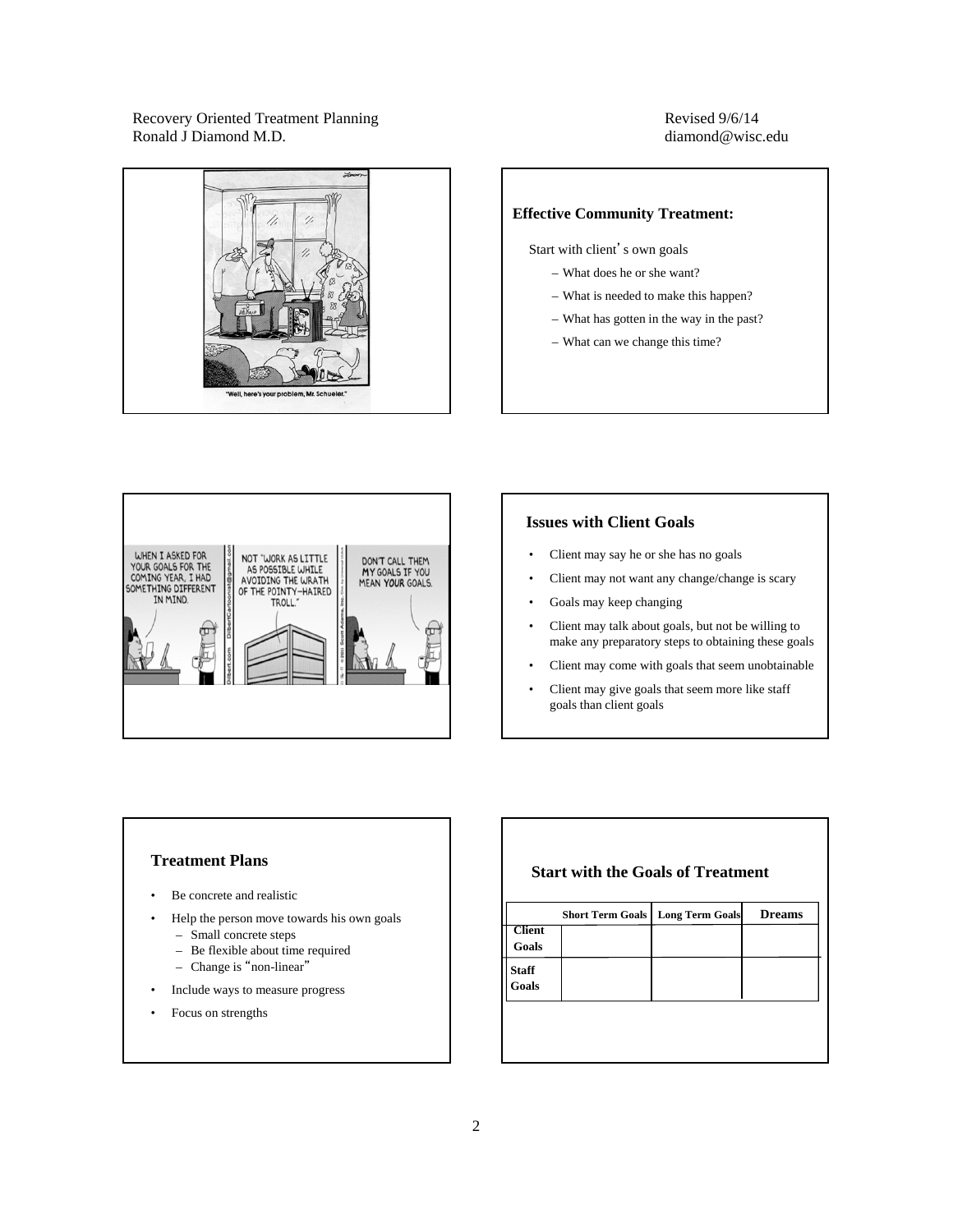Recovery Oriented Treatment Planning
Ronald J Diamond M.D.

Revised 9/6/14
diamond@wisc.edu

"Well, here's your problem, Mr. Schueler."

### Effective Community Treatment:

Start with client's own goals

- What does he or she want?
- What is needed to make this happen?
- What has gotten in the way in the past?
- What can we change this time?

WHEN I ASKED FOR YOUR GOALS FOR THE COMING YEAR, I HAD SOMETHING DIFFERENT IN MIND.

NOT "WORK AS LITTLE AS POSSIBLE WHILE AVOIDING THE WRATH OF THE POINTY-HAIRED TROLL."

DON'T CALL THEM MY GOALS IF YOU MEAN YOUR GOALS.

### Issues with Client Goals

- Client may say he or she has no goals
- Client may not want any change/change is scary
- Goals may keep changing
- Client may talk about goals, but not be willing to make any preparatory steps to obtaining these goals
- Client may come with goals that seem unobtainable
- Client may give goals that seem more like staff goals than client goals

### Treatment Plans

- Be concrete and realistic
- Help the person move towards his own goals
  - Small concrete steps
  - Be flexible about time required
  - Change is "non-linear"
- Include ways to measure progress
- Focus on strengths

### Start with the Goals of Treatment

| | Short Term Goals | Long Term Goals | Dreams |
|---|---|---|---|
| Client Goals | | | |
| Staff Goals | | | |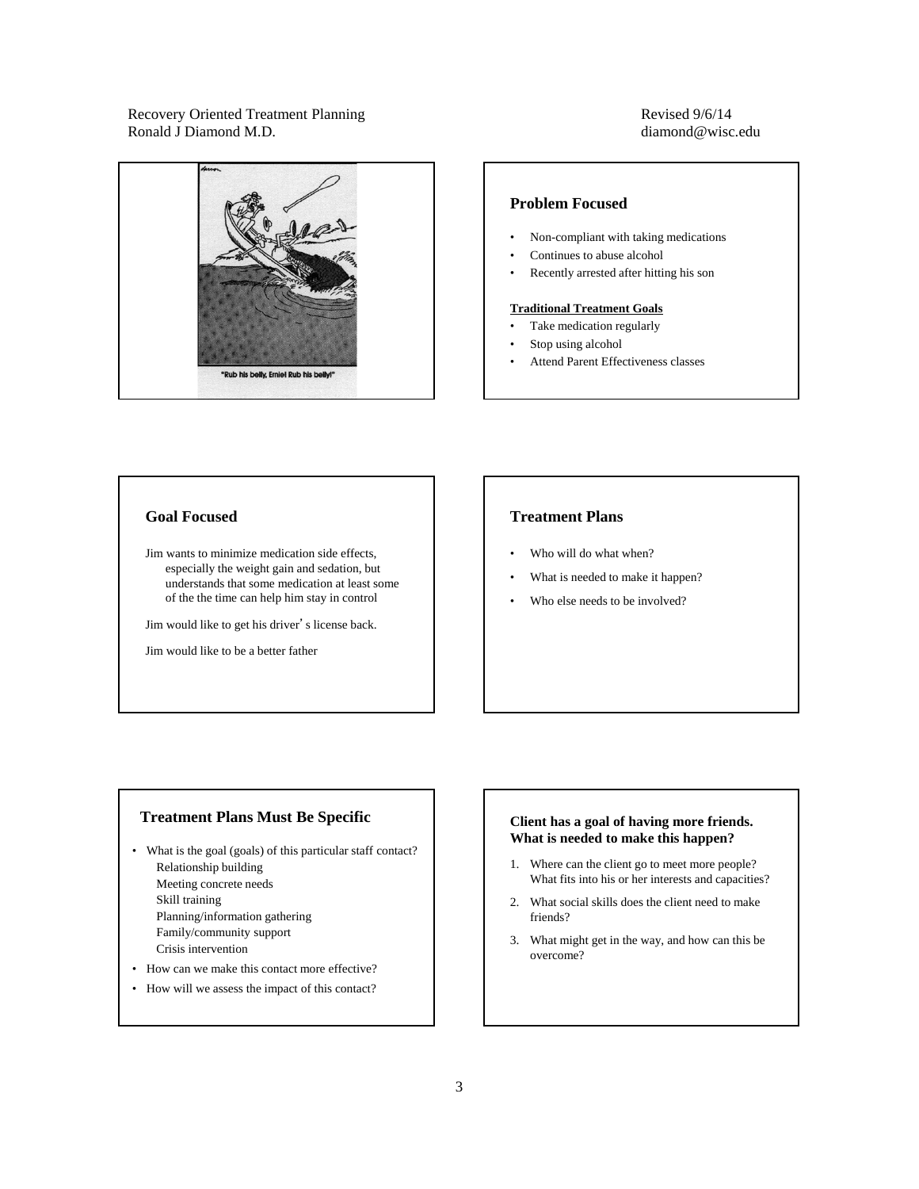"Rub his belly, Ernie! Rub his belly!"

## Problem Focused

- Non-compliant with taking medications
- Continues to abuse alcohol
- Recently arrested after hitting his son

**Traditional Treatment Goals**

- Take medication regularly
- Stop using alcohol
- Attend Parent Effectiveness classes

## Goal Focused

Jim wants to minimize medication side effects, especially the weight gain and sedation, but understands that some medication at least some of the the time can help him stay in control

Jim would like to get his driver's license back.

Jim would like to be a better father

## Treatment Plans

- Who will do what when?
- What is needed to make it happen?
- Who else needs to be involved?

## Treatment Plans Must Be Specific

- What is the goal (goals) of this particular staff contact?
  - Relationship building
  - Meeting concrete needs
  - Skill training
  - Planning/information gathering
  - Family/community support
  - Crisis intervention
- How can we make this contact more effective?
- How will we assess the impact of this contact?

**Client has a goal of having more friends. What is needed to make this happen?**

1. Where can the client go to meet more people? What fits into his or her interests and capacities?
2. What social skills does the client need to make friends?
3. What might get in the way, and how can this be overcome?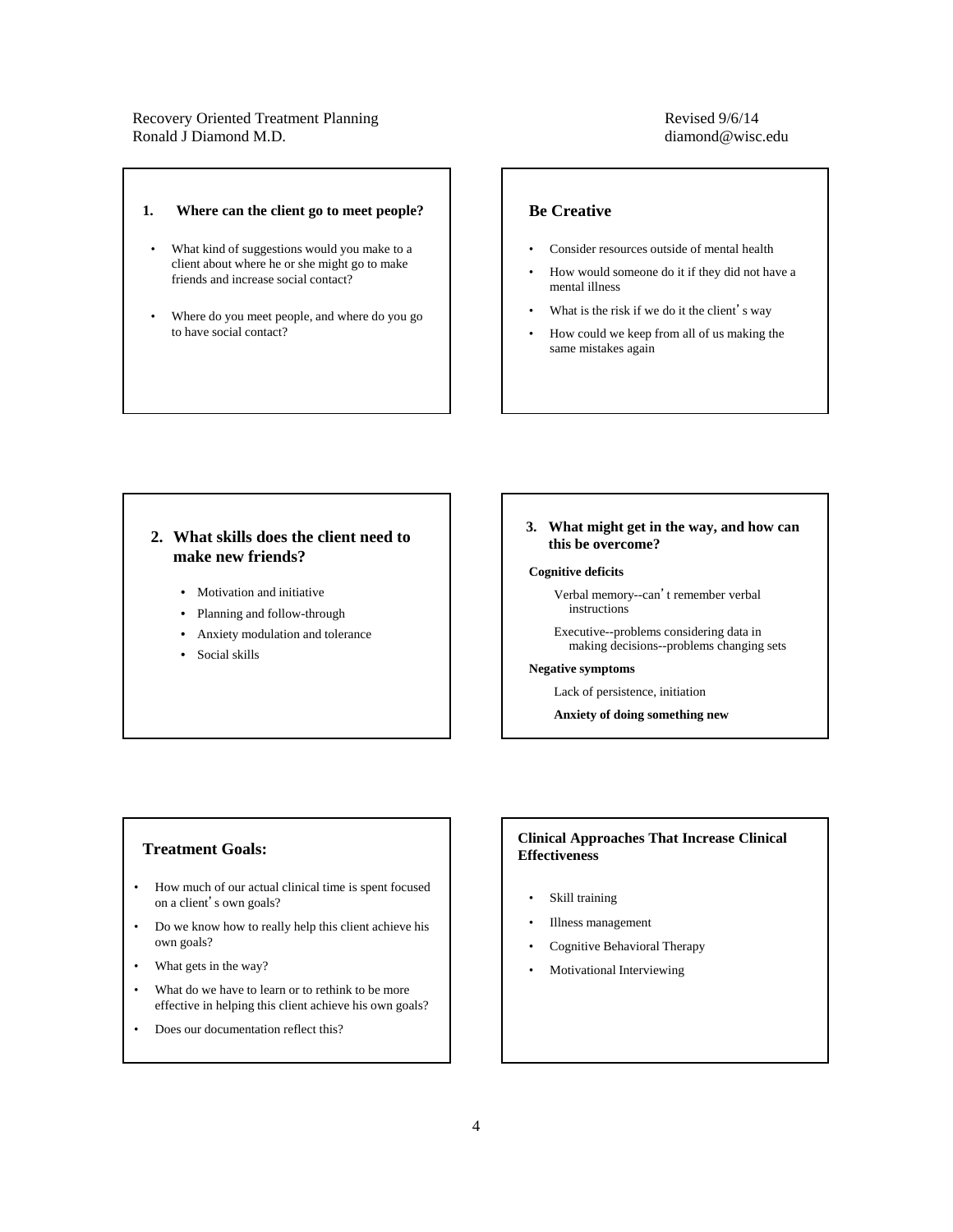## 1. Where can the client go to meet people?

- What kind of suggestions would you make to a client about where he or she might go to make friends and increase social contact?
- Where do you meet people, and where do you go to have social contact?

## Be Creative

- Consider resources outside of mental health
- How would someone do it if they did not have a mental illness
- What is the risk if we do it the client's way
- How could we keep from all of us making the same mistakes again

## 2. What skills does the client need to make new friends?

- Motivation and initiative
- Planning and follow-through
- Anxiety modulation and tolerance
- Social skills

## 3. What might get in the way, and how can this be overcome?

**Cognitive deficits**

Verbal memory--can't remember verbal instructions

Executive--problems considering data in making decisions--problems changing sets

**Negative symptoms**

Lack of persistence, initiation

**Anxiety of doing something new**

## Treatment Goals:

- How much of our actual clinical time is spent focused on a client's own goals?
- Do we know how to really help this client achieve his own goals?
- What gets in the way?
- What do we have to learn or to rethink to be more effective in helping this client achieve his own goals?
- Does our documentation reflect this?

## Clinical Approaches That Increase Clinical Effectiveness

- Skill training
- Illness management
- Cognitive Behavioral Therapy
- Motivational Interviewing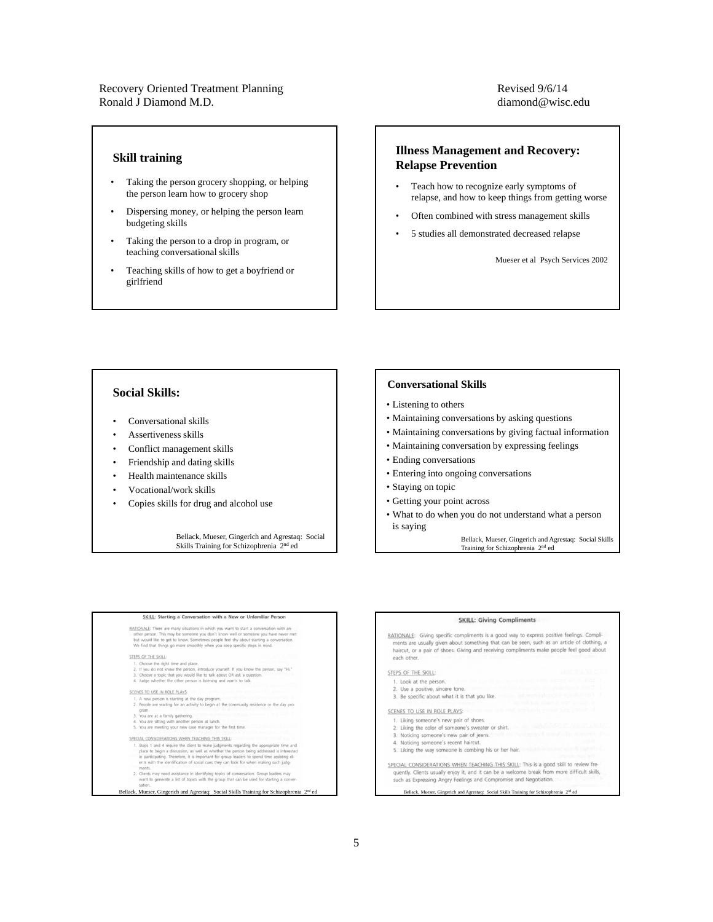## Skill training

- Taking the person grocery shopping, or helping the person learn how to grocery shop
- Dispersing money, or helping the person learn budgeting skills
- Taking the person to a drop in program, or teaching conversational skills
- Teaching skills of how to get a boyfriend or girlfriend

## Illness Management and Recovery: Relapse Prevention

- Teach how to recognize early symptoms of relapse, and how to keep things from getting worse
- Often combined with stress management skills
- 5 studies all demonstrated decreased relapse

Mueser et al Psych Services 2002

## Social Skills:

- Conversational skills
- Assertiveness skills
- Conflict management skills
- Friendship and dating skills
- Health maintenance skills
- Vocational/work skills
- Copies skills for drug and alcohol use

Bellack, Mueser, Gingerich and Agrestaq: Social Skills Training for Schizophrenia 2nd ed

## Conversational Skills

- Listening to others
- Maintaining conversations by asking questions
- Maintaining conversations by giving factual information
- Maintaining conversation by expressing feelings
- Ending conversations
- Entering into ongoing conversations
- Staying on topic
- Getting your point across
- What to do when you do not understand what a person is saying

Bellack, Mueser, Gingerich and Agrestaq: Social Skills Training for Schizophrenia 2nd ed

### SKILL: Starting a Conversation with a New or Unfamiliar Person

RATIONALE: There are many situations in which you want to start a conversation with another person. This may be someone you don't know well or someone you have never met but would like to get to know. Sometimes people feel shy about starting a conversation. We find that things go more smoothly when you keep specific steps in mind.

STEPS OF THE SKILL:

1. Choose the right time and place.
2. If you do not know the person, introduce yourself. If you know the person, say "Hi."
3. Choose a topic that you would like to talk about OR ask a question.
4. Judge whether the other person is listening and wants to talk.

SCENES TO USE IN ROLE PLAYS:

1. A new person is starting at the day program.
2. People are waiting for an activity to begin at the community residence or the day program.
3. You are at a family gathering.
4. You are sitting with another person at lunch.
5. You are meeting your new case manager for the first time.

SPECIAL CONSIDERATIONS WHEN TEACHING THIS SKILL:

1. Steps 1 and 4 require the client to make judgments regarding the appropriate time and place to begin a discussion, as well as whether the person being addressed is interested in participating. Therefore, it is important for group leaders to spend time assisting clients with the identification of social cues they can look for when making such judgments.
2. Clients may need assistance in identifying topics of conversation. Group leaders may want to generate a list of topics with the group that can be used for starting a conversation.

Bellack, Mueser, Gingerich and Agrestaq: Social Skills Training for Schizophrenia 2nd ed

### SKILL: Giving Compliments

RATIONALE: Giving specific compliments is a good way to express positive feelings. Compliments are usually given about something that can be seen, such as an article of clothing, a haircut, or a pair of shoes. Giving and receiving compliments make people feel good about each other.

STEPS OF THE SKILL:

1. Look at the person.
2. Use a positive, sincere tone.
3. Be specific about what it is that you like.

SCENES TO USE IN ROLE PLAYS:

1. Liking someone's new pair of shoes.
2. Liking the color of someone's sweater or shirt.
3. Noticing someone's new pair of jeans.
4. Noticing someone's recent haircut.
5. Liking the way someone is combing his or her hair.

SPECIAL CONSIDERATIONS WHEN TEACHING THIS SKILL: This is a good skill to review frequently. Clients usually enjoy it, and it can be a welcome break from more difficult skills, such as Expressing Angry Feelings and Compromise and Negotiation.

Bellack, Mueser, Gingerich and Agrestaq: Social Skills Training for Schizophrenia 2nd ed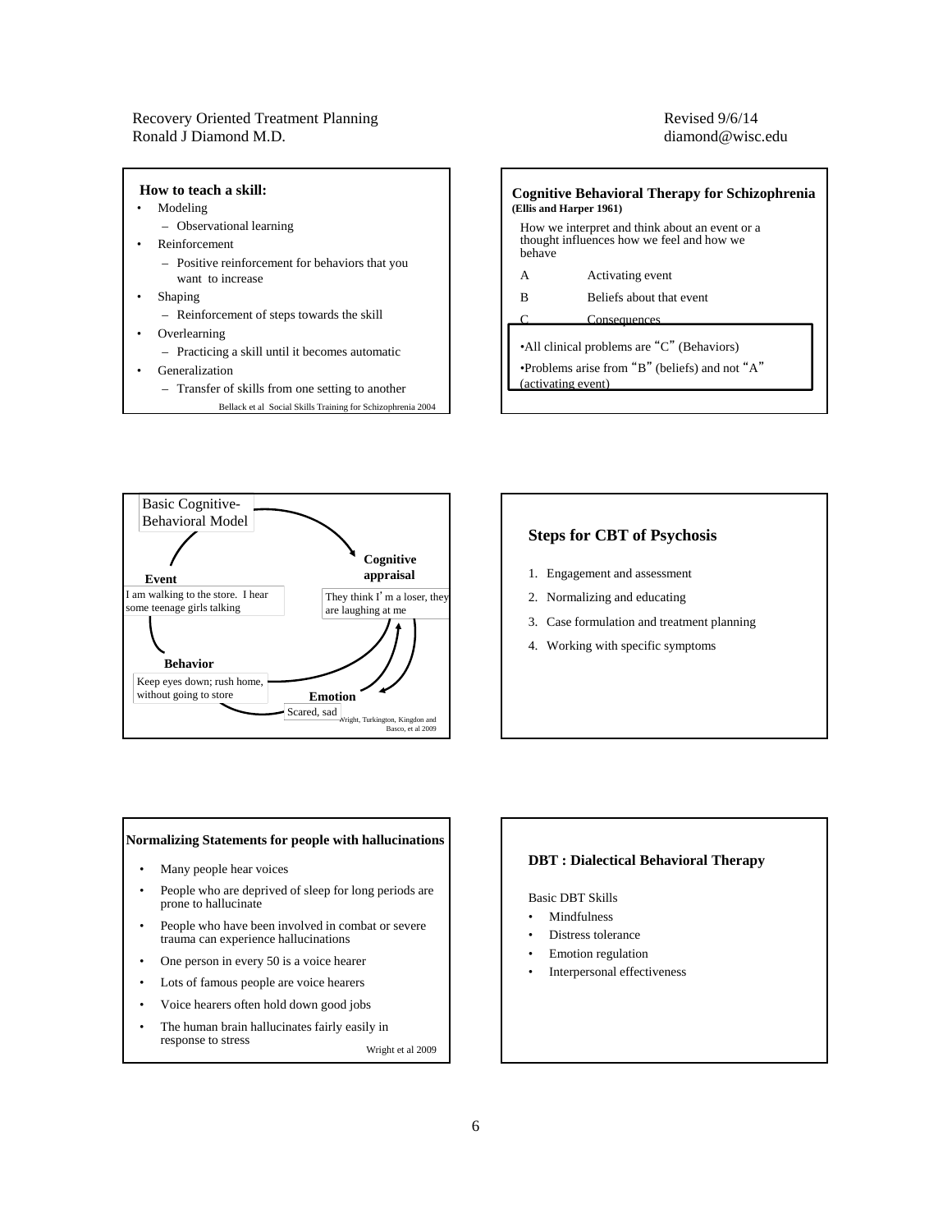### How to teach a skill:

- Modeling
  - Observational learning
- Reinforcement
  - Positive reinforcement for behaviors that you want to increase
- Shaping
  - Reinforcement of steps towards the skill
- Overlearning
  - Practicing a skill until it becomes automatic
- Generalization
  - Transfer of skills from one setting to another

Bellack et al Social Skills Training for Schizophrenia 2004

### Cognitive Behavioral Therapy for Schizophrenia
**(Ellis and Harper 1961)**

How we interpret and think about an event or a thought influences how we feel and how we behave

| | |
|---|---|
| A | Activating event |
| B | Beliefs about that event |
| C | Consequences |

- All clinical problems are "C" (Behaviors)
- Problems arise from "B" (beliefs) and not "A" (activating event)

### Basic Cognitive-Behavioral Model

**Event**
I am walking to the store. I hear some teenage girls talking

**Cognitive appraisal**
They think I'm a loser, they are laughing at me

**Emotion**
Scared, sad

**Behavior**
Keep eyes down; rush home, without going to store

Wright, Turkington, Kingdon and Basco, et al 2009

### Steps for CBT of Psychosis

1. Engagement and assessment
2. Normalizing and educating
3. Case formulation and treatment planning
4. Working with specific symptoms

### Normalizing Statements for people with hallucinations

- Many people hear voices
- People who are deprived of sleep for long periods are prone to hallucinate
- People who have been involved in combat or severe trauma can experience hallucinations
- One person in every 50 is a voice hearer
- Lots of famous people are voice hearers
- Voice hearers often hold down good jobs
- The human brain hallucinates fairly easily in response to stress

Wright et al 2009

### DBT : Dialectical Behavioral Therapy

Basic DBT Skills

- Mindfulness
- Distress tolerance
- Emotion regulation
- Interpersonal effectiveness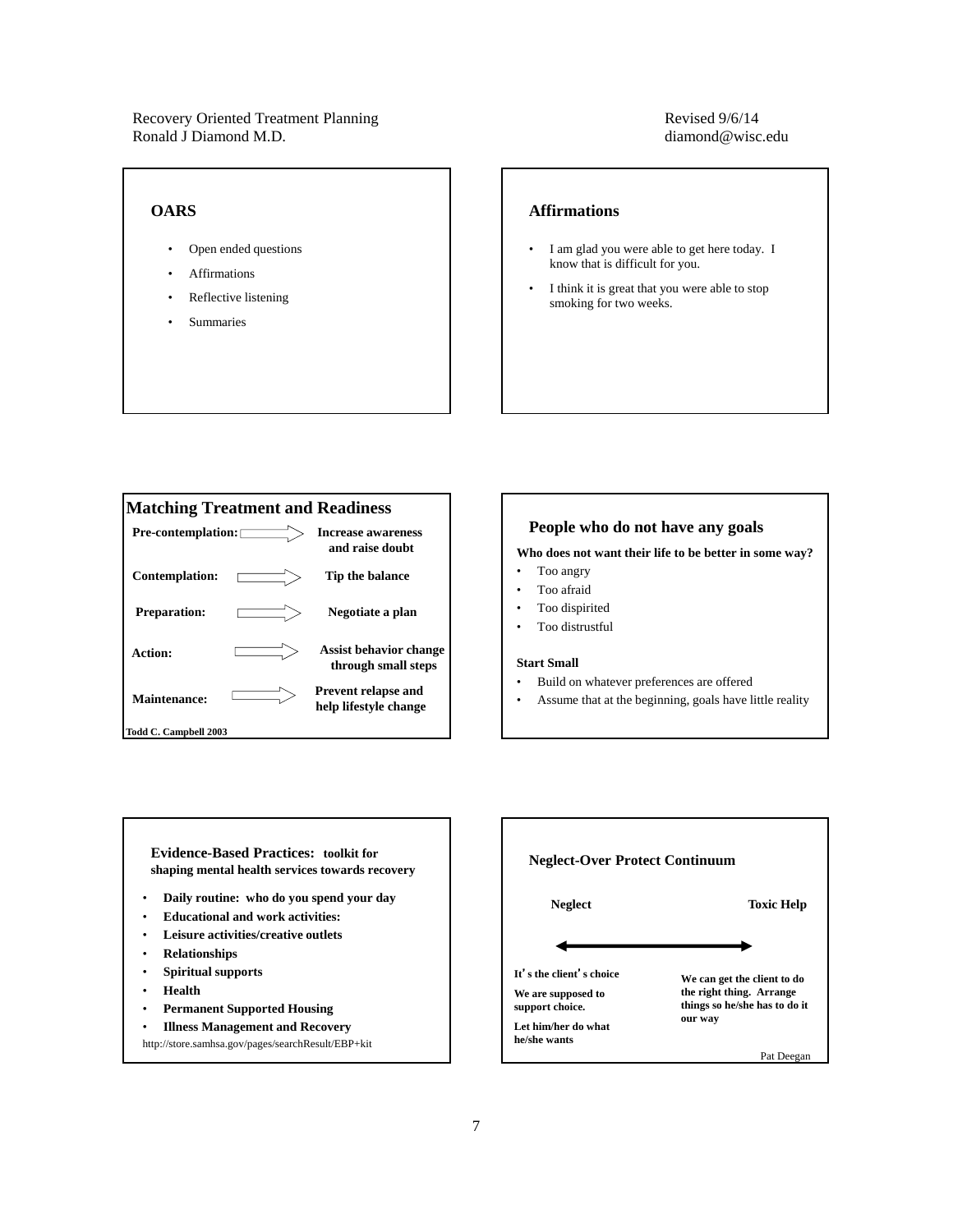## OARS

- Open ended questions
- Affirmations
- Reflective listening
- Summaries

## Affirmations

- I am glad you were able to get here today. I know that is difficult for you.
- I think it is great that you were able to stop smoking for two weeks.

## Matching Treatment and Readiness

| Stage | | Approach |
|---|---|---|
| **Pre-contemplation:** | ⇒ | **Increase awareness and raise doubt** |
| **Contemplation:** | ⇒ | **Tip the balance** |
| **Preparation:** | ⇒ | **Negotiate a plan** |
| **Action:** | ⇒ | **Assist behavior change through small steps** |
| **Maintenance:** | ⇒ | **Prevent relapse and help lifestyle change** |

**Todd C. Campbell 2003**

## People who do not have any goals

**Who does not want their life to be better in some way?**

- Too angry
- Too afraid
- Too dispirited
- Too distrustful

**Start Small**

- Build on whatever preferences are offered
- Assume that at the beginning, goals have little reality

## Evidence-Based Practices: toolkit for shaping mental health services towards recovery

- **Daily routine: who do you spend your day**
- **Educational and work activities:**
- **Leisure activities/creative outlets**
- **Relationships**
- **Spiritual supports**
- **Health**
- **Permanent Supported Housing**
- **Illness Management and Recovery**

http://store.samhsa.gov/pages/searchResult/EBP+kit

## Neglect-Over Protect Continuum

**Neglect** ⟷ **Toxic Help**

| Neglect | Toxic Help |
|---|---|
| **It's the client's choice**<br>**We are supposed to support choice.**<br>**Let him/her do what he/she wants** | **We can get the client to do the right thing. Arrange things so he/she has to do it our way** |

Pat Deegan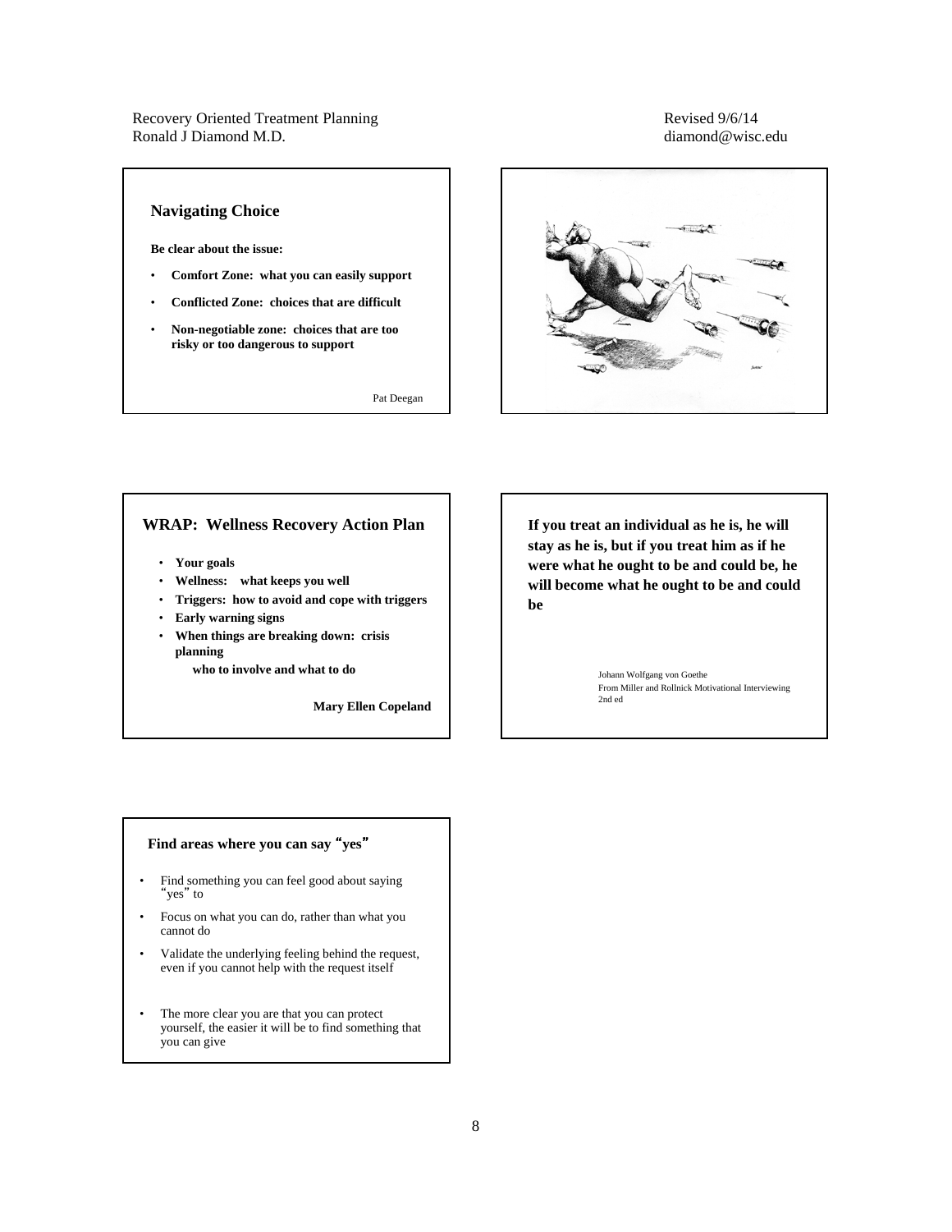## Navigating Choice

**Be clear about the issue:**

- **Comfort Zone: what you can easily support**
- **Conflicted Zone: choices that are difficult**
- **Non-negotiable zone: choices that are too risky or too dangerous to support**

Pat Deegan

## WRAP: Wellness Recovery Action Plan

- **Your goals**
- **Wellness: what keeps you well**
- **Triggers: how to avoid and cope with triggers**
- **Early warning signs**
- **When things are breaking down: crisis planning**
  **who to involve and what to do**

**Mary Ellen Copeland**

**If you treat an individual as he is, he will stay as he is, but if you treat him as if he were what he ought to be and could be, he will become what he ought to be and could be**

Johann Wolfgang von Goethe
From Miller and Rollnick Motivational Interviewing 2nd ed

## Find areas where you can say "yes"

- Find something you can feel good about saying "yes" to
- Focus on what you can do, rather than what you cannot do
- Validate the underlying feeling behind the request, even if you cannot help with the request itself
- The more clear you are that you can protect yourself, the easier it will be to find something that you can give